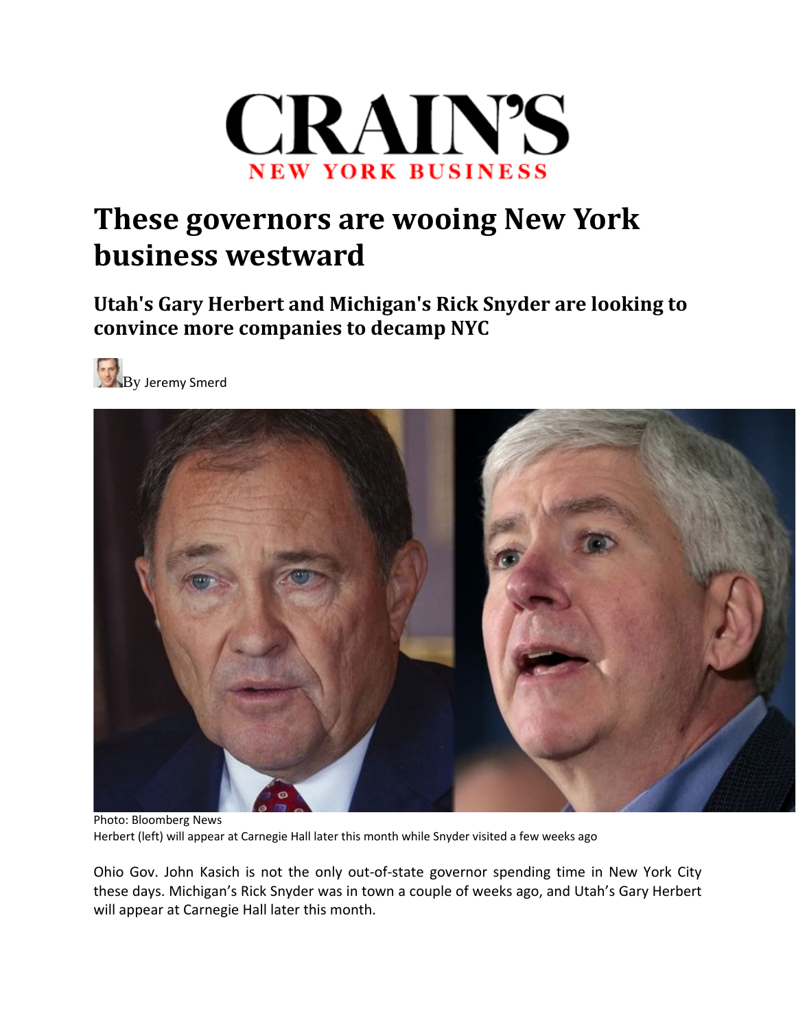CRAIN'S
NEW YORK BUSINESS

# These governors are wooing New York business westward

## Utah's Gary Herbert and Michigan's Rick Snyder are looking to convince more companies to decamp NYC

By Jeremy Smerd

Photo: Bloomberg News
Herbert (left) will appear at Carnegie Hall later this month while Snyder visited a few weeks ago

Ohio Gov. John Kasich is not the only out-of-state governor spending time in New York City these days. Michigan's Rick Snyder was in town a couple of weeks ago, and Utah's Gary Herbert will appear at Carnegie Hall later this month.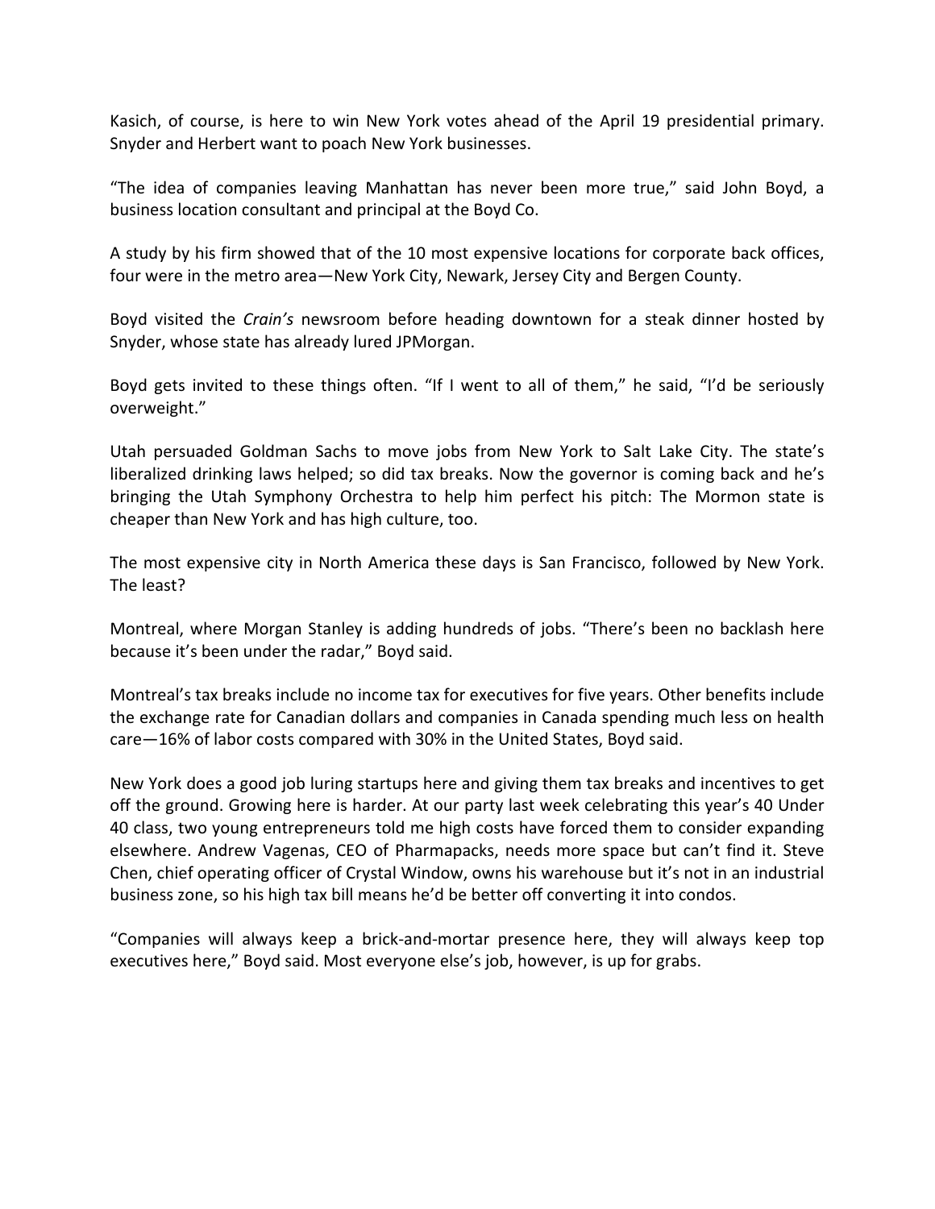Kasich, of course, is here to win New York votes ahead of the April 19 presidential primary. Snyder and Herbert want to poach New York businesses.

“The idea of companies leaving Manhattan has never been more true,” said John Boyd, a business location consultant and principal at the Boyd Co.

A study by his firm showed that of the 10 most expensive locations for corporate back offices, four were in the metro area—New York City, Newark, Jersey City and Bergen County.

Boyd visited the *Crain’s* newsroom before heading downtown for a steak dinner hosted by Snyder, whose state has already lured JPMorgan.

Boyd gets invited to these things often. “If I went to all of them,” he said, “I’d be seriously overweight.”

Utah persuaded Goldman Sachs to move jobs from New York to Salt Lake City. The state’s liberalized drinking laws helped; so did tax breaks. Now the governor is coming back and he’s bringing the Utah Symphony Orchestra to help him perfect his pitch: The Mormon state is cheaper than New York and has high culture, too.

The most expensive city in North America these days is San Francisco, followed by New York. The least?

Montreal, where Morgan Stanley is adding hundreds of jobs. “There’s been no backlash here because it’s been under the radar,” Boyd said.

Montreal’s tax breaks include no income tax for executives for five years. Other benefits include the exchange rate for Canadian dollars and companies in Canada spending much less on health care—16% of labor costs compared with 30% in the United States, Boyd said.

New York does a good job luring startups here and giving them tax breaks and incentives to get off the ground. Growing here is harder. At our party last week celebrating this year’s 40 Under 40 class, two young entrepreneurs told me high costs have forced them to consider expanding elsewhere. Andrew Vagenas, CEO of Pharmapacks, needs more space but can’t find it. Steve Chen, chief operating officer of Crystal Window, owns his warehouse but it’s not in an industrial business zone, so his high tax bill means he’d be better off converting it into condos.

“Companies will always keep a brick-and-mortar presence here, they will always keep top executives here,” Boyd said. Most everyone else’s job, however, is up for grabs.